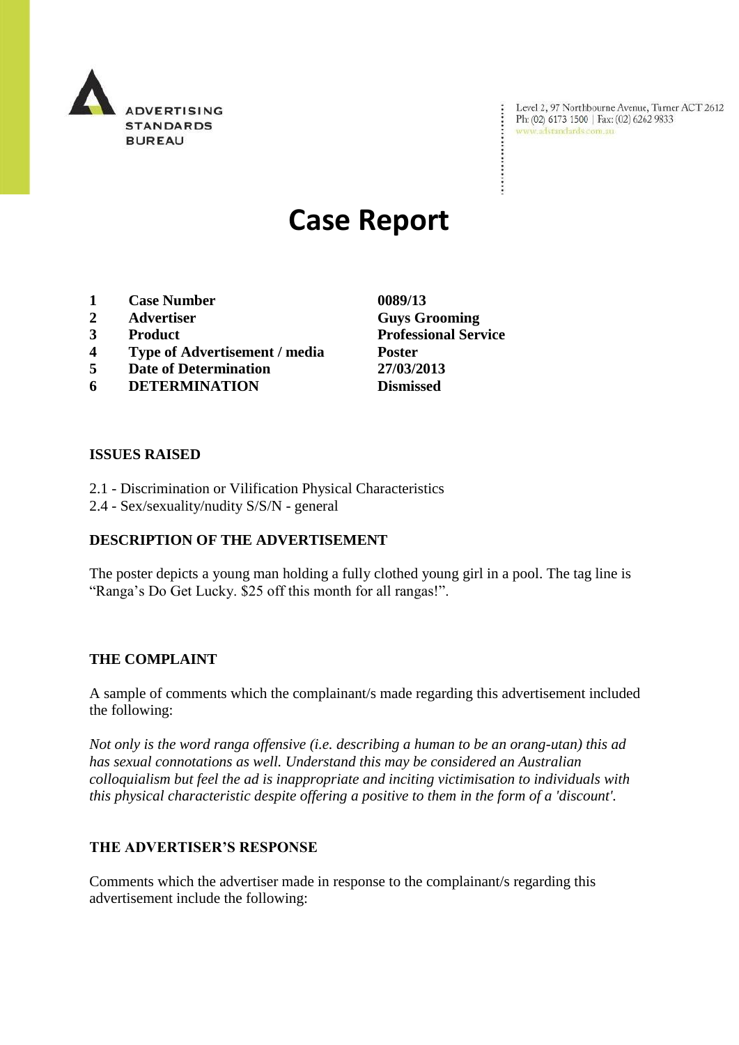ADVERTISING STANDARDS BUREAU

Level 2, 97 Northbourne Avenue, Turner ACT 2612
Ph: (02) 6173 1500 | Fax: (02) 6262 9833
www.adstandards.com.au

# Case Report

| | | |
|---|---|---|
| 1 | **Case Number** | **0089/13** |
| 2 | **Advertiser** | **Guys Grooming** |
| 3 | **Product** | **Professional Service** |
| 4 | **Type of Advertisement / media** | **Poster** |
| 5 | **Date of Determination** | **27/03/2013** |
| 6 | **DETERMINATION** | **Dismissed** |

### ISSUES RAISED

2.1 - Discrimination or Vilification Physical Characteristics
2.4 - Sex/sexuality/nudity S/S/N - general

### DESCRIPTION OF THE ADVERTISEMENT

The poster depicts a young man holding a fully clothed young girl in a pool. The tag line is "Ranga's Do Get Lucky. $25 off this month for all rangas!".

### THE COMPLAINT

A sample of comments which the complainant/s made regarding this advertisement included the following:

*Not only is the word ranga offensive (i.e. describing a human to be an orang-utan) this ad has sexual connotations as well. Understand this may be considered an Australian colloquialism but feel the ad is inappropriate and inciting victimisation to individuals with this physical characteristic despite offering a positive to them in the form of a 'discount'.*

### THE ADVERTISER'S RESPONSE

Comments which the advertiser made in response to the complainant/s regarding this advertisement include the following: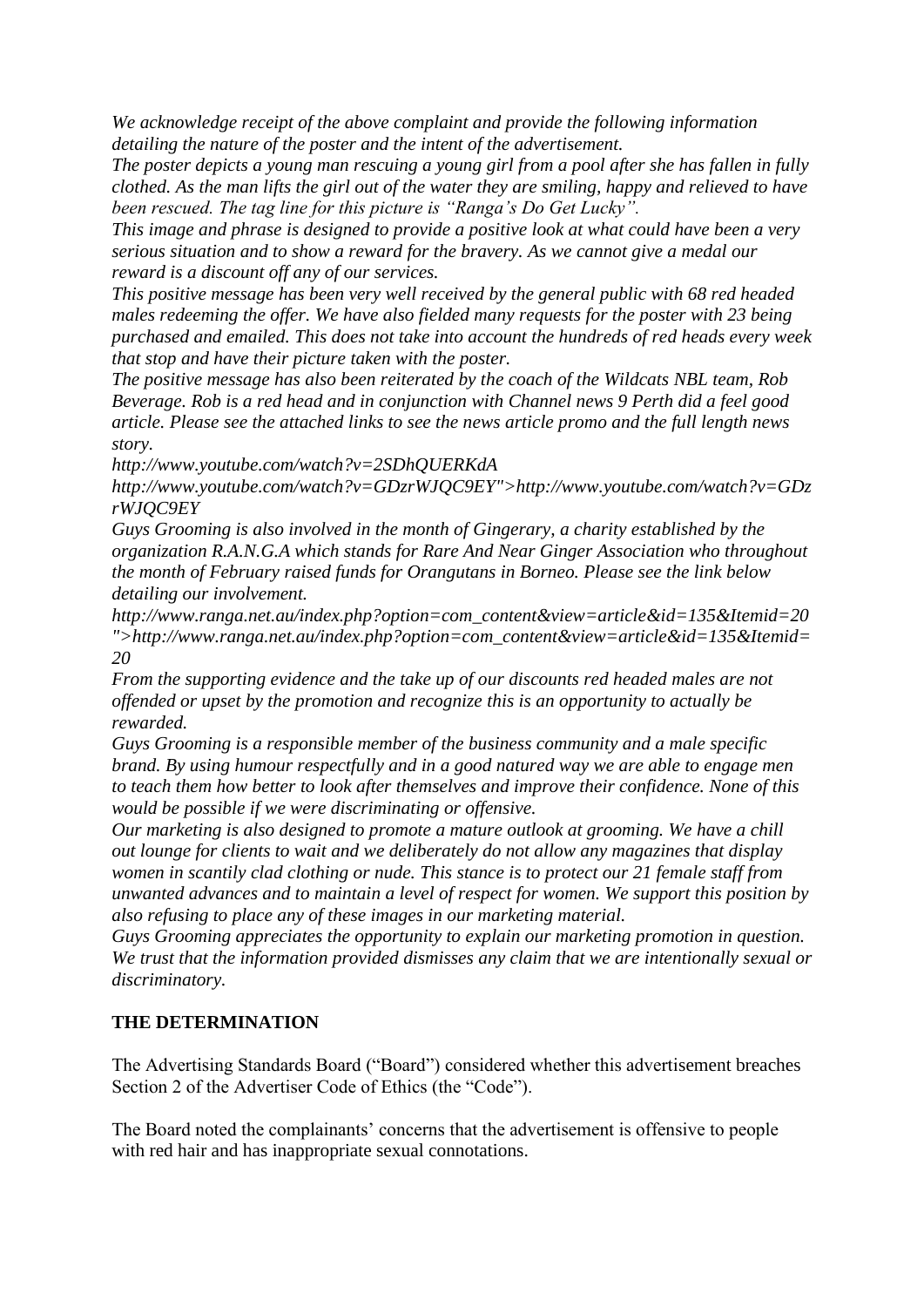*We acknowledge receipt of the above complaint and provide the following information detailing the nature of the poster and the intent of the advertisement.*

*The poster depicts a young man rescuing a young girl from a pool after she has fallen in fully clothed. As the man lifts the girl out of the water they are smiling, happy and relieved to have been rescued. The tag line for this picture is "Ranga's Do Get Lucky".*

*This image and phrase is designed to provide a positive look at what could have been a very serious situation and to show a reward for the bravery. As we cannot give a medal our reward is a discount off any of our services.*

*This positive message has been very well received by the general public with 68 red headed males redeeming the offer. We have also fielded many requests for the poster with 23 being purchased and emailed. This does not take into account the hundreds of red heads every week that stop and have their picture taken with the poster.*

*The positive message has also been reiterated by the coach of the Wildcats NBL team, Rob Beverage. Rob is a red head and in conjunction with Channel news 9 Perth did a feel good article. Please see the attached links to see the news article promo and the full length news story.*

*http://www.youtube.com/watch?v=2SDhQUERKdA*

*http://www.youtube.com/watch?v=GDzrWJQC9EY">http://www.youtube.com/watch?v=GDzrWJQC9EY*

*Guys Grooming is also involved in the month of Gingerary, a charity established by the organization R.A.N.G.A which stands for Rare And Near Ginger Association who throughout the month of February raised funds for Orangutans in Borneo. Please see the link below detailing our involvement.*

*http://www.ranga.net.au/index.php?option=com_content&view=article&id=135&Itemid=20">http://www.ranga.net.au/index.php?option=com_content&view=article&id=135&Itemid=20*

*From the supporting evidence and the take up of our discounts red headed males are not offended or upset by the promotion and recognize this is an opportunity to actually be rewarded.*

*Guys Grooming is a responsible member of the business community and a male specific brand. By using humour respectfully and in a good natured way we are able to engage men to teach them how better to look after themselves and improve their confidence. None of this would be possible if we were discriminating or offensive.*

*Our marketing is also designed to promote a mature outlook at grooming. We have a chill out lounge for clients to wait and we deliberately do not allow any magazines that display women in scantily clad clothing or nude. This stance is to protect our 21 female staff from unwanted advances and to maintain a level of respect for women. We support this position by also refusing to place any of these images in our marketing material.*

*Guys Grooming appreciates the opportunity to explain our marketing promotion in question. We trust that the information provided dismisses any claim that we are intentionally sexual or discriminatory.*

**THE DETERMINATION**

The Advertising Standards Board ("Board") considered whether this advertisement breaches Section 2 of the Advertiser Code of Ethics (the "Code").

The Board noted the complainants' concerns that the advertisement is offensive to people with red hair and has inappropriate sexual connotations.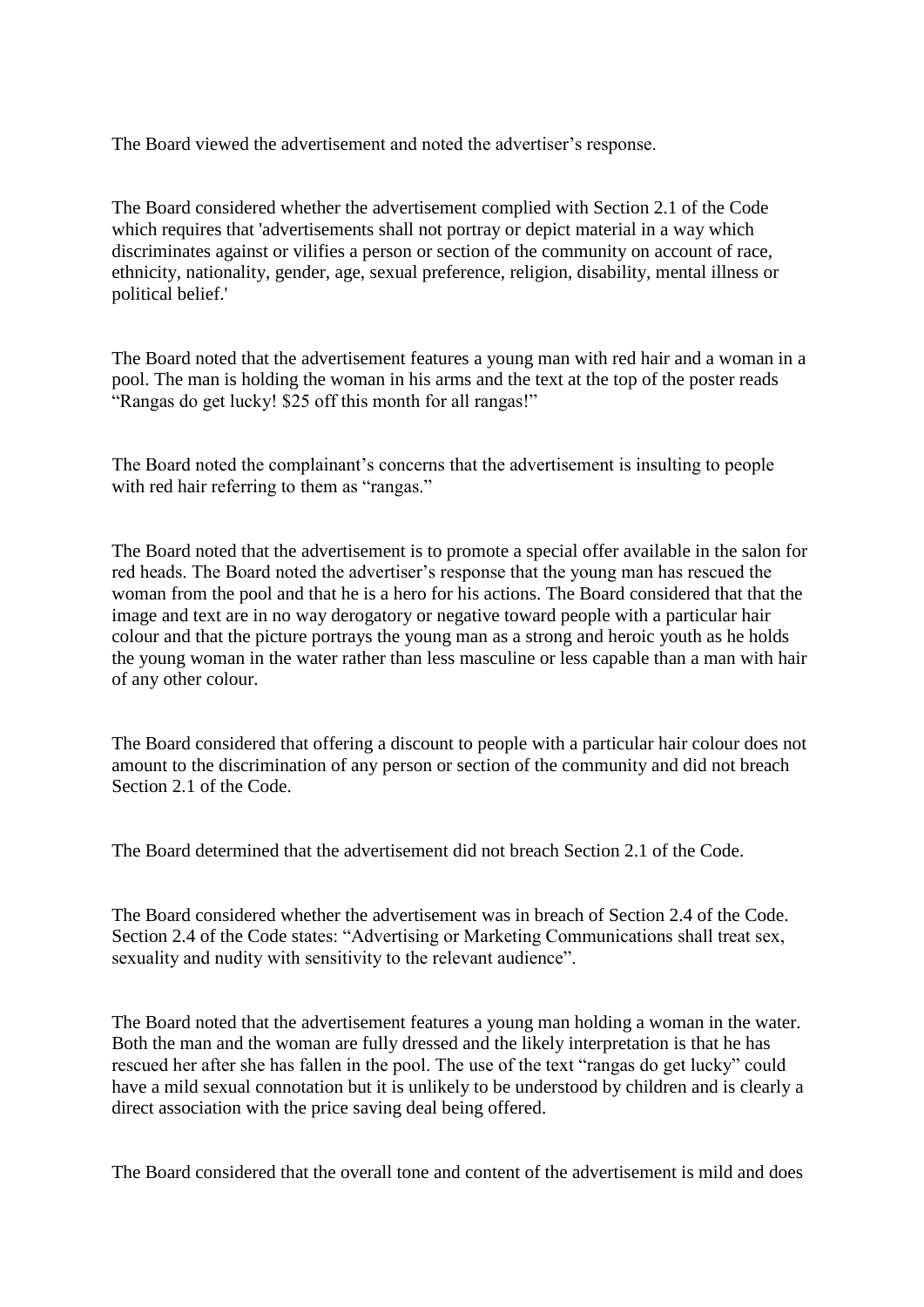The Board viewed the advertisement and noted the advertiser's response.

The Board considered whether the advertisement complied with Section 2.1 of the Code which requires that 'advertisements shall not portray or depict material in a way which discriminates against or vilifies a person or section of the community on account of race, ethnicity, nationality, gender, age, sexual preference, religion, disability, mental illness or political belief.'

The Board noted that the advertisement features a young man with red hair and a woman in a pool. The man is holding the woman in his arms and the text at the top of the poster reads "Rangas do get lucky! $25 off this month for all rangas!"

The Board noted the complainant's concerns that the advertisement is insulting to people with red hair referring to them as "rangas."

The Board noted that the advertisement is to promote a special offer available in the salon for red heads. The Board noted the advertiser's response that the young man has rescued the woman from the pool and that he is a hero for his actions. The Board considered that that the image and text are in no way derogatory or negative toward people with a particular hair colour and that the picture portrays the young man as a strong and heroic youth as he holds the young woman in the water rather than less masculine or less capable than a man with hair of any other colour.

The Board considered that offering a discount to people with a particular hair colour does not amount to the discrimination of any person or section of the community and did not breach Section 2.1 of the Code.

The Board determined that the advertisement did not breach Section 2.1 of the Code.

The Board considered whether the advertisement was in breach of Section 2.4 of the Code. Section 2.4 of the Code states: "Advertising or Marketing Communications shall treat sex, sexuality and nudity with sensitivity to the relevant audience".

The Board noted that the advertisement features a young man holding a woman in the water. Both the man and the woman are fully dressed and the likely interpretation is that he has rescued her after she has fallen in the pool. The use of the text "rangas do get lucky" could have a mild sexual connotation but it is unlikely to be understood by children and is clearly a direct association with the price saving deal being offered.

The Board considered that the overall tone and content of the advertisement is mild and does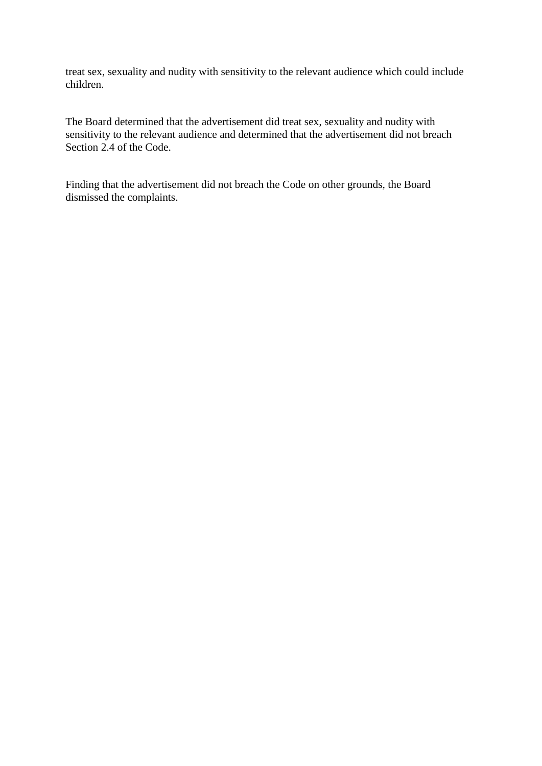treat sex, sexuality and nudity with sensitivity to the relevant audience which could include children.

The Board determined that the advertisement did treat sex, sexuality and nudity with sensitivity to the relevant audience and determined that the advertisement did not breach Section 2.4 of the Code.

Finding that the advertisement did not breach the Code on other grounds, the Board dismissed the complaints.